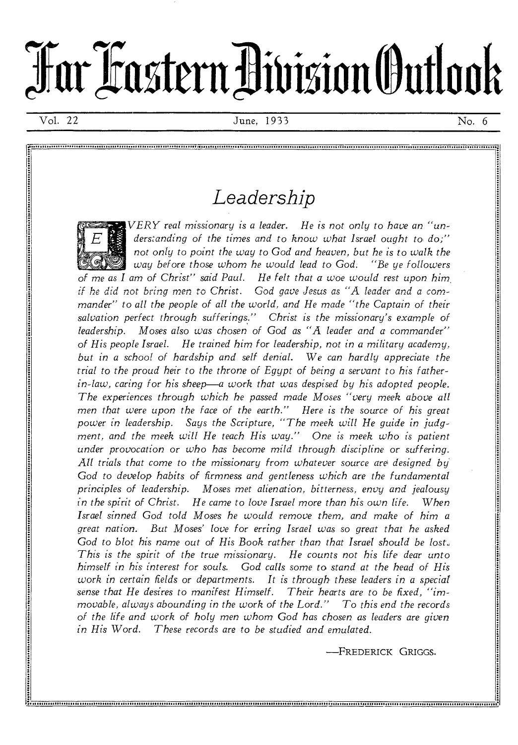# Far Eastern Division Outlook

Vol. 22 — June, 1933 — No. 6

## Leadership

*EVERY real missionary is a leader. He is not only to have an "understanding of the times and to know what Israel ought to do;" not only to point the way to God and heaven, but he is to walk the way before those whom he would lead to God. "Be ye followers of me as I am of Christ" said Paul. He felt that a woe would rest upon him if he did not bring men to Christ. God gave Jesus as "A leader and a commander" to all the people of all the world, and He made "the Captain of their salvation perfect through sufferings." Christ is the missionary's example of leadership. Moses also was chosen of God as "A leader and a commander" of His people Israel. He trained him for leadership, not in a military academy, but in a school of hardship and self denial. We can hardly appreciate the trial to the proud heir to the throne of Egypt of being a servant to his father-in-law, caring for his sheep—a work that was despised by his adopted people. The experiences through which he passed made Moses "very meek above all men that were upon the face of the earth." Here is the source of his great power in leadership. Says the Scripture, "The meek will He guide in judgment, and the meek will He teach His way." One is meek who is patient under provocation or who has become mild through discipline or suffering. All trials that come to the missionary from whatever source are designed by God to develop habits of firmness and gentleness which are the fundamental principles of leadership. Moses met alienation, bitterness, envy and jealousy in the spirit of Christ. He came to love Israel more than his own life. When Israel sinned God told Moses he would remove them, and make of him a great nation. But Moses' love for erring Israel was so great that he asked God to blot his name out of His Book rather than that Israel should be lost. This is the spirit of the true missionary. He counts not his life dear unto himself in his interest for souls. God calls some to stand at the head of His work in certain fields or departments. It is through these leaders in a special sense that He desires to manifest Himself. Their hearts are to be fixed, "immovable, always abounding in the work of the Lord." To this end the records of the life and work of holy men whom God has chosen as leaders are given in His Word. These records are to be studied and emulated.*

—FREDERICK GRIGGS.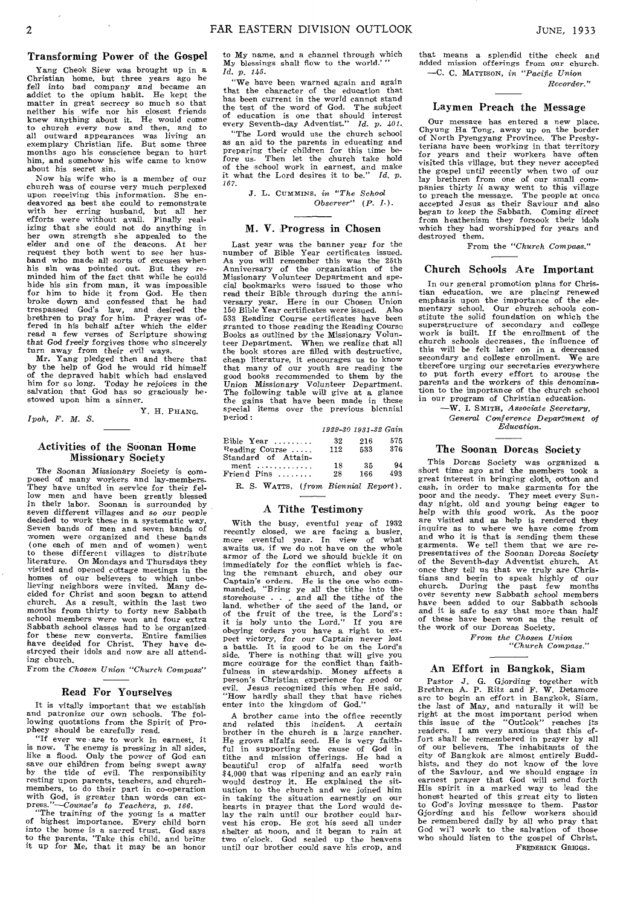## Transforming Power of the Gospel

Yang Cheok Siew was brought up in a Christian home, but three years ago he fell into bad company and became an addict to the opium habit. He kept the matter in great secrecy so much so that neither his wife nor his closest friends knew anything about it. He would come to church every now and then, and to all outward appearances was living an exemplary Christian life. But some three months ago his conscience began to hurt him, and somehow his wife came to know about his secret sin.

Now his wife who is a member of our church was of course very much perplexed upon receiving this information. She endeavored as best she could to remonstrate with her erring husband, but all her efforts were without avail. Finally realizing that she could not do anything in her own strength she appealed to the elder and one of the deacons. At her request they both went to see her husband who made all sorts of excuses when his sin was pointed out. But they reminded him of the fact that while he could hide his sin from man, it was impossible for him to hide it from God. He then broke down and confessed that he had trespassed God's law, and desired the brethren to pray for him. Prayer was offered in his behalf after which the elder read a few verses of Scripture showing that God freely forgives those who sincerely turn away from their evil ways.

Mr. Yang pledged then and there that by the help of God he would rid himself of the depraved habit which had enslaved him for so long. Today he rejoices in the salvation that God has so graciously bestowed upon him a sinner.

Y. H. PHANG.

*Ipoh, F. M. S.*

## Activities of the Soonan Home Missionary Society

The Soonan Missionary Society is composed of many workers and lay-members. They have united in service for their fellow men and have been greatly blessed in their labor. Soonan is surrounded by seven different villages and so our people decided to work these in a systematic way. Seven bands of men and seven bands of women were organized and these bands (one each of men and of women) went to these different villages to distribute literature. On Mondays and Thursdays they visited and opened cottage meetings in the homes of our believers to which unbelieving neighbors were invited. Many decided for Christ and soon began to attend church. As a result, within the last two months from thirty to forty new Sabbath school members were won and four extra Sabbath school classes had to be organized for these new converts. Entire families have decided for Christ. They have destroyed their idols and now are all attending church.

From the *Chosen Union "Church Compass"*

## Read For Yourselves

It is vitally important that we establish and patronize our own schools. The following quotations from the Spirit of Prophecy should be carefully read.

"If ever we are to work in earnest, it is now. The enemy is pressing in all sides, like a flood. Only the power of God can save our children from being swept away by the tide of evil. The responsibility resting upon parents, teachers, and church-members, to do their part in co-operation with God, is greater than words can express."—*Counse's to Teachers, p. 166.*

"The training of the young is a matter of highest importance. Every child born into the home is a sacred trust. God says to the parents, 'Take this child, and bring it up for Me, that it may be an honor to My name, and a channel through which My blessings shall flow to the world.'" *Id. p. 145.*

"We have been warned again and again that the character of the education that has been current in the world cannot stand the test of the word of God. The subject of education is one that should interest every Seventh-day Adventist." *Id. p. 401.*

"The Lord would use the church school as an aid to the parents in educating and preparing their children for this time before us. Then let the church take hold of the school work in earnest, and make it what the Lord desires it to be." *Id. p. 167.*

J. L. CUMMINS, *in "The School Observer" (P. I.).*

## M. V. Progress in Chosen

Last year was the banner year for the number of Bible Year certificates issued. As you will remember this was the 25th Anniversary of the organization of the Missionary Volunteer Department and special bookmarks were issued to those who read their Bible through during the anniversary year. Here in our Chosen Union 150 Bible Year certificates were issued. Also 533 Reading Course certificates have been granted to those reading the Reading Course Books as outlined by the Missionary Volunteer Department. When we realize that all the book stores are filled with destructive, cheap literature, it encourages us to know that many of our youth are reading the good books recommended to them by the Union Missionary Volunteer Department. The following table will give at a glance the gains that have been made in these special items over the previous biennial period:

| | *1929-30* | *1931-32* | *Gain* |
|---|---|---|---|
| Bible Year | 32 | 216 | 575 |
| Reading Course | 112 | 533 | 376 |
| Standard of Attainment | 18 | 35 | 94 |
| Friend Pins | 28 | 166 | 493 |

R. S. WATTS, *(from Biennial Report).*

## A Tithe Testimony

With the busy, eventful year of 1932 recently closed, we are facing a busier, more eventful year. In view of what awaits us, if we do not have on the whole armor of the Lord we should buckle it on immediately for the conflict which is facing the remnant church, and obey our Captain's orders. He is the one who commanded, "Bring ye all the tithe into the storehouse . . . and all the tithe of the land, whether of the seed of the land, or of the fruit of the tree, is the Lord's: it is holy unto the Lord." If you are obeying orders you have a right to expect victory, for our Captain never lost a battle. It is good to be on the Lord's side. There is nothing that will give you more courage for the conflict than faithfulness in stewardship. Money affects a person's Christian experience for good or evil. Jesus recognized this when He said, "How hardly shall they that have riches enter into the kingdom of God."

A brother came into the office recently and related this incident. A certain brother in the church is a large rancher. He grows alfalfa seed. He is very faithful in supporting the cause of God in tithe and mission offerings. He had a beautiful crop of alfalfa seed worth $4,000 that was ripening and an early rain would destroy it. He explained the situation to the church and we joined him in taking the situation earnestly on our hearts in prayer that the Lord would delay the rain until our brother could harvest his crop. He got his seed all under shelter at noon, and it began to rain at two o'clock. God sealed up the heavens until our brother could save his crop, and that means a splendid tithe check and added mission offerings from our church.

—C. C. MATTISON, *in "Pacific Union Recorder."*

## Laymen Preach the Message

Our message has entered a new place, Chyung Ha Tong, away up on the border of North Pyengyang Province. The Presbyterians have been working in that territory for years and their workers have often visited this village, but they never accepted the gospel until recently when two of our lay brethren from one of our small companies thirty *li* away went to this village to preach the message. The people at once accepted Jesus as their Saviour and also began to keep the Sabbath. Coming direct from heathenism they forsook their idols which they had worshipped for years and destroyed them.

From the *"Church Compass."*

## Church Schools Are Important

In our general promotion plans for Christian education, we are placing renewed emphasis upon the importance of the elementary school. Our church schools constitute the solid foundation on which the superstructure of secondary and college work is built. If the enrollment of the church schools decreases, the influence of this will be felt later on in a decreased secondary and college enrollment. We are therefore urging our secretaries everywhere to put forth every effort to arouse the parents and the workers of this denomination to the importance of the church school in our program of Christian education.

—W. I. SMITH, *Associate Secretary, General Conference Department of Education.*

## The Soonan Dorcas Society

This Dorcas Society was organized a short time ago and the members took a great interest in bringing cloth, cotton and cash, in order to make garments for the poor and the needy. They meet every Sunday night, old and young being eager to help with this good work. As the poor are visited and as help is rendered they inquire as to where we have come from and who it is that is sending them these garments. We tell them that we are representatives of the Soonan Dorcas Society of the Seventh-day Adventist church. At once they tell us that we truly are Christians and begin to speak highly of our church. During the past few months over seventy new Sabbath school members have been added to our Sabbath schools and it is safe to say that more than half of these have been won as the result of the work of our Dorcas Society.

*From the Chosen Union "Church Compass."*

## An Effort in Bangkok, Siam

Pastor J. G. Gjording together with Brethren A. P. Ritz and F. W. Detamore are to begin an effort in Bangkok, Siam, the last of May, and naturally it will be right at the most important period when this issue of the "Outlook" reaches its readers. I am very anxious that this effort shall be remembered in prayer by all of our believers. The inhabitants of the city of Bangkok are almost entirely Buddhists, and they do not know of the love of the Saviour, and we should engage in earnest prayer that God will send forth His spirit in a marked way to lead the honest hearted of this great city to listen to God's loving message to them. Pastor Gjording and his fellow workers should be remembered daily by all who pray that God will work to the salvation of those who should listen to the gospel of Christ.

FREDERICK GRIGGS.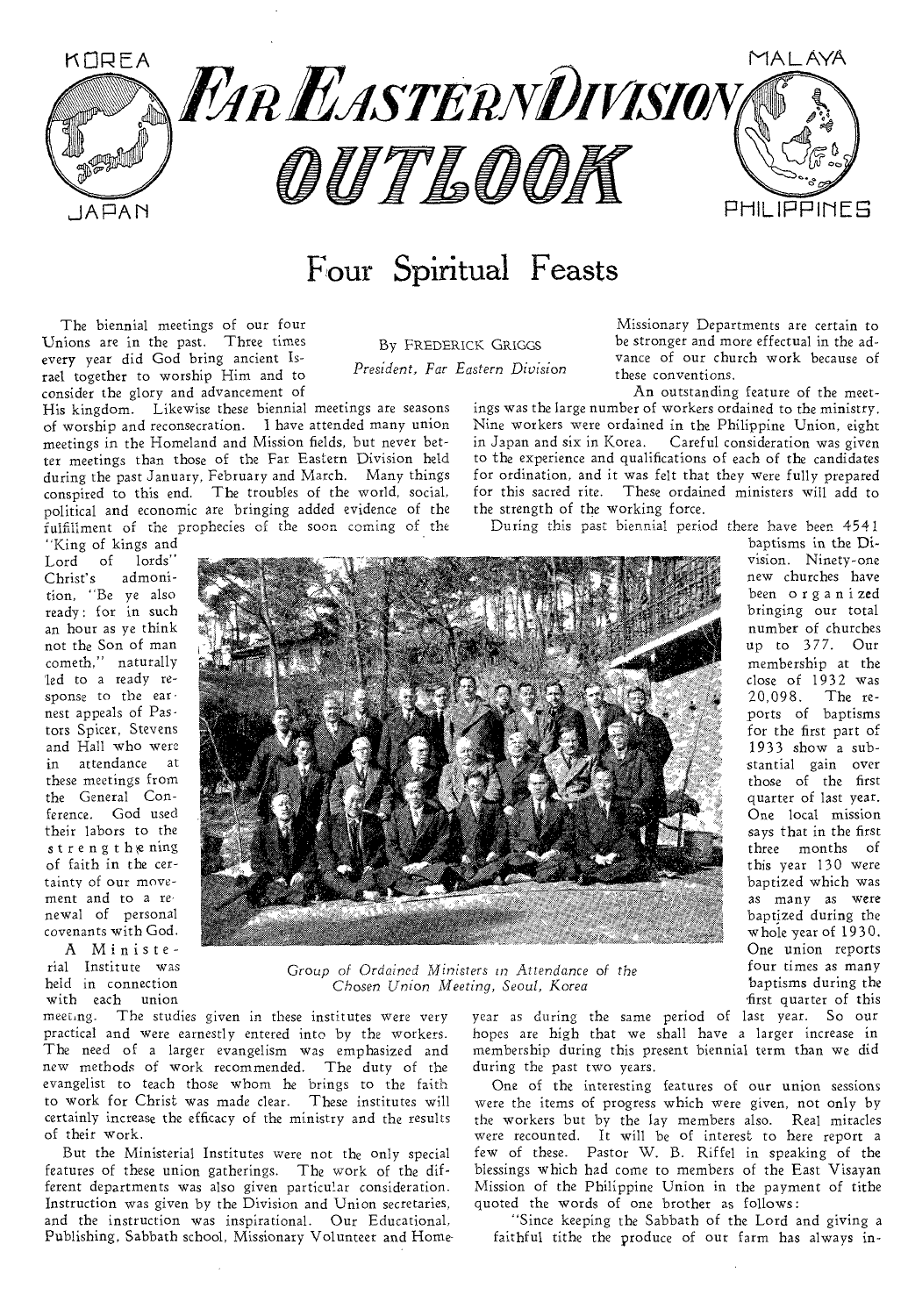# FAR EASTERN DIVISION OUTLOOK

KOREA · JAPAN · MALAYA · PHILIPPINES

## Four Spiritual Feasts

By FREDERICK GRIGGS

*President, Far Eastern Division*

The biennial meetings of our four Unions are in the past. Three times every year did God bring ancient Israel together to worship Him and to consider the glory and advancement of His kingdom. Likewise these biennial meetings are seasons of worship and reconsecration. I have attended many union meetings in the Homeland and Mission fields, but never better meetings than those of the Far Eastern Division held during the past January, February and March. Many things conspired to this end. The troubles of the world, social, political and economic are bringing added evidence of the fulfillment of the prophecies of the soon coming of the "King of kings and Lord of lords" Christ's admonition, "Be ye also ready: for in such an hour as ye think not the Son of man cometh," naturally led to a ready response to the earnest appeals of Pastors Spicer, Stevens and Hall who were in attendance at these meetings from the General Conference. God used their labors to the strengthening of faith in the certainty of our movement and to a renewal of personal covenants with God.

A Ministerial Institute was held in connection with each union meeting. The studies given in these institutes were very practical and were earnestly entered into by the workers. The need of a larger evangelism was emphasized and new methods of work recommended. The duty of the evangelist to teach those whom he brings to the faith to work for Christ was made clear. These institutes will certainly increase the efficacy of the ministry and the results of their work.

But the Ministerial Institutes were not the only special features of these union gatherings. The work of the different departments was also given particular consideration. Instruction was given by the Division and Union secretaries, and the instruction was inspirational. Our Educational, Publishing, Sabbath school, Missionary Volunteer and Home Missionary Departments are certain to be stronger and more effectual in the advance of our church work because of these conventions.

An outstanding feature of the meetings was the large number of workers ordained to the ministry. Nine workers were ordained in the Philippine Union, eight in Japan and six in Korea. Careful consideration was given to the experience and qualifications of each of the candidates for ordination, and it was felt that they were fully prepared for this sacred rite. These ordained ministers will add to the strength of the working force.

*Group of Ordained Ministers in Attendance of the Chosen Union Meeting, Seoul, Korea*

During this past biennial period there have been 4541 baptisms in the Division. Ninety-one new churches have been organized bringing our total number of churches up to 377. Our membership at the close of 1932 was 20,098. The reports of baptisms for the first part of 1933 show a substantial gain over those of the first quarter of last year. One local mission says that in the first three months of this year 130 were baptized which was as many as were baptized during the whole year of 1930. One union reports four times as many baptisms during the first quarter of this year as during the same period of last year. So our hopes are high that we shall have a larger increase in membership during this present biennial term than we did during the past two years.

One of the interesting features of our union sessions were the items of progress which were given, not only by the workers but by the lay members also. Real miracles were recounted. It will be of interest to here report a few of these. Pastor W. B. Riffel in speaking of the blessings which had come to members of the East Visayan Mission of the Philippine Union in the payment of tithe quoted the words of one brother as follows:

"Since keeping the Sabbath of the Lord and giving a faithful tithe the produce of our farm has always in-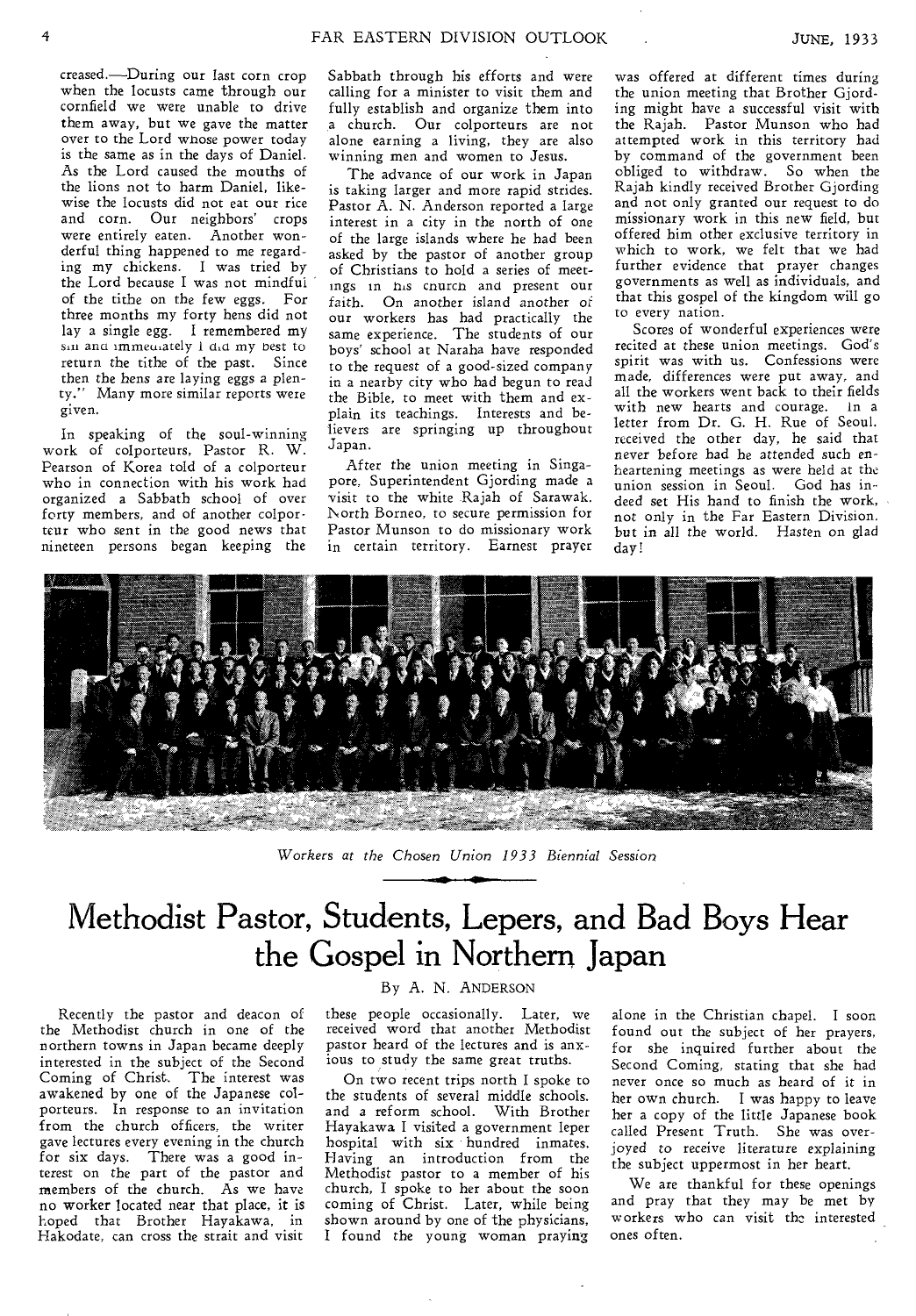creased.—During our last corn crop when the locusts came through our cornfield we were unable to drive them away, but we gave the matter over to the Lord whose power today is the same as in the days of Daniel. As the Lord caused the mouths of the lions not to harm Daniel, likewise the locusts did not eat our rice and corn. Our neighbors' crops were entirely eaten. Another wonderful thing happened to me regarding my chickens. I was tried by the Lord because I was not mindful of the tithe on the few eggs. For three months my forty hens did not lay a single egg. I remembered my sin and immediately I did my best to return the tithe of the past. Since then the hens are laying eggs a plenty." Many more similar reports were given.

In speaking of the soul-winning work of colporteurs, Pastor R. W. Pearson of Korea told of a colporteur who in connection with his work had organized a Sabbath school of over forty members, and of another colporteur who sent in the good news that nineteen persons began keeping the Sabbath through his efforts and were calling for a minister to visit them and fully establish and organize them into a church. Our colporteurs are not alone earning a living, they are also winning men and women to Jesus.

The advance of our work in Japan is taking larger and more rapid strides. Pastor A. N. Anderson reported a large interest in a city in the north of one of the large islands where he had been asked by the pastor of another group of Christians to hold a series of meetings in his church and present our faith. On another island another of our workers has had practically the same experience. The students of our boys' school at Naraha have responded to the request of a good-sized company in a nearby city who had begun to read the Bible, to meet with them and explain its teachings. Interests and believers are springing up throughout Japan.

After the union meeting in Singapore, Superintendent Gjording made a visit to the white Rajah of Sarawak, North Borneo, to secure permission for Pastor Munson to do missionary work in certain territory. Earnest prayer was offered at different times during the union meeting that Brother Gjording might have a successful visit with the Rajah. Pastor Munson who had attempted work in this territory had by command of the government been obliged to withdraw. So when the Rajah kindly received Brother Gjording and not only granted our request to do missionary work in this new field, but offered him other exclusive territory in which to work, we felt that we had further evidence that prayer changes governments as well as individuals, and that this gospel of the kingdom will go to every nation.

Scores of wonderful experiences were recited at these union meetings. God's spirit was with us. Confessions were made, differences were put away, and all the workers went back to their fields with new hearts and courage. In a letter from Dr. G. H. Rue of Seoul, received the other day, he said that never before had he attended such enheartening meetings as were held at the union session in Seoul. God has indeed set His hand to finish the work, not only in the Far Eastern Division, but in all the world. Hasten on glad day!

*Workers at the Chosen Union 1933 Biennial Session*

# Methodist Pastor, Students, Lepers, and Bad Boys Hear the Gospel in Northern Japan

By A. N. ANDERSON

Recently the pastor and deacon of the Methodist church in one of the northern towns in Japan became deeply interested in the subject of the Second Coming of Christ. The interest was awakened by one of the Japanese colporteurs. In response to an invitation from the church officers, the writer gave lectures every evening in the church for six days. There was a good interest on the part of the pastor and members of the church. As we have no worker located near that place, it is hoped that Brother Hayakawa, in Hakodate, can cross the strait and visit these people occasionally. Later, we received word that another Methodist pastor heard of the lectures and is anxious to study the same great truths.

On two recent trips north I spoke to the students of several middle schools, and a reform school. With Brother Hayakawa I visited a government leper hospital with six hundred inmates. Having an introduction from the Methodist pastor to a member of his church, I spoke to her about the soon coming of Christ. Later, while being shown around by one of the physicians, I found the young woman praying alone in the Christian chapel. I soon found out the subject of her prayers, for she inquired further about the Second Coming, stating that she had never once so much as heard of it in her own church. I was happy to leave her a copy of the little Japanese book called Present Truth. She was overjoyed to receive literature explaining the subject uppermost in her heart.

We are thankful for these openings and pray that they may be met by workers who can visit the interested ones often.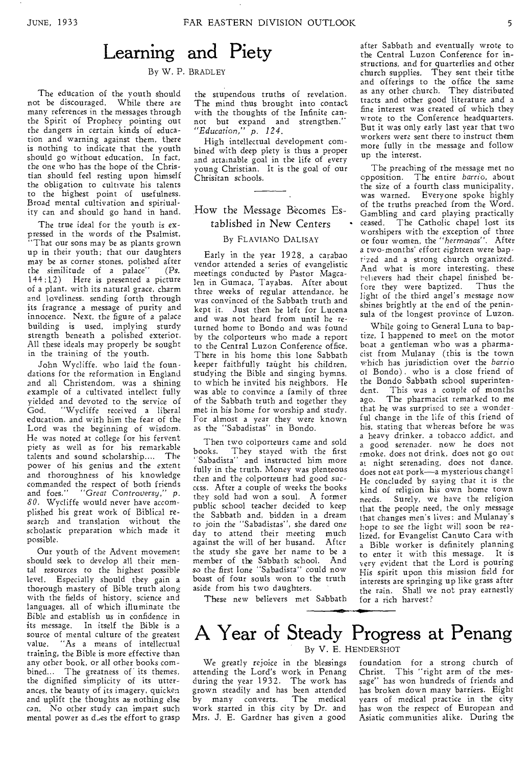# Learning and Piety

By W. P. Bradley

The education of the youth should not be discouraged. While there are many references in the messages through the Spirit of Prophecy pointing out the dangers in certain kinds of education and warning against them, there is nothing to indicate that the youth should go without education. In fact, the one who has the hope of the Christian should feel resting upon himself the obligation to cultivate his talents to the highest point of usefulness. Broad mental cultivation and spirituality can and should go hand in hand.

The true ideal for the youth is expressed in the words of the Psalmist, "That our sons may be as plants grown up in their youth; that our daughters may be as corner stones, polished after the similitude of a palace" (Ps. 144:12) Here is presented a picture of a plant, with its natural grace, charm and loveliness, sending forth through its fragrance a message of purity and innocence. Next, the figure of a palace building is used, implying sturdy strength beneath a polished exterior. All these ideals may properly be sought in the training of the youth.

John Wycliffe, who laid the foundations for the reformation in England and all Christendom, was a shining example of a cultivated intellect fully yielded and devoted to the service of God. "Wycliffe received a liberal education, and with him the fear of the Lord was the beginning of wisdom. He was noted at college for his fervent piety as well as for his remarkable talents and sound scholarship.... The power of his genius and the extent and thoroughness of his knowledge commanded the respect of both friends and foes." *"Great Controversy," p. 80.* Wycliffe would never have accomplished his great work of Biblical research and translation without the scholastic preparation which made it possible.

Our youth of the Advent movement should seek to develop all their mental resources to the highest possible level. Especially should they gain a thorough mastery of Bible truth along with the fields of history, science and languages, all of which illuminate the Bible and establish us in confidence in its message. In itself the Bible is a source of mental culture of the greatest value. "As a means of intellectual training, the Bible is more effective than any other book, or all other books combined... The greatness of its themes, the dignified simplicity of its utterances, the beauty of its imagery, quicken and uplift the thoughts as nothing else can. No other study can impart such mental power as does the effort to grasp the stupendous truths of revelation. The mind thus brought into contact with the thoughts of the Infinite cannot but expand and strengthen." *"Education," p. 124.*

High intellectual development combined with deep piety is thus a proper and attainable goal in the life of every young Christian. It is the goal of our Chrisitan schools.

## How the Message Becomes Established in New Centers

By Flaviano Dalisay

Early in the year 1928, a carabao vendor attended a series of evangelistic meetings conducted by Pastor Magcalen in Gumaca, Tayabas. After about three weeks of regular attendance, he was convinced of the Sabbath truth and kept it. Just then he left for Lucena and was not heard from until he returned home to Bondo and was found by the colporteurs who made a report to the Central Luzon Conference office. There in his home this lone Sabbath keeper faithfully taught his children, studying the Bible and singing hymns, to which he invited his neighbors. He was able to convince a family of three of the Sabbath truth and together they met in his home for worship and study. For almost a year they were known as the "Sabadistas" in Bondo.

Then two colporteurs came and sold books. They stayed with the first "Sabadista" and instructed him more fully in the truth. Money was plenteous then and the colporteurs had good success. After a couple of weeks the books they sold had won a soul. A former public school teacher decided to keep the Sabbath and, bidden in a dream to join the "Sabadistas", she dared one day to attend their meeting much against the will of her husand. After the study she gave her name to be a member of the Sabbath school. And so the first lone "Sabadista" could now boast of four souls won to the truth aside from his two daughters.

These new believers met Sabbath after Sabbath and eventually wrote to the Central Luzon Conference for instructions, and for quarterlies and other church supplies. They sent their tithe and offerings to the office the same as any other church. They distributed tracts and other good literature and a fine interest was created of which they wrote to the Conference headquarters. But it was only early last year that two workers were sent there to instruct them more fully in the message and follow up the interest.

The preaching of the message met no opposition. The entire *barrio*, about the size of a fourth class municipality, was warned. Everyone spoke highly of the truths preached from the Word. Gambling and card playing practically ceased. The Catholic chapel lost its worshipers with the exception of three or four women, the *"hermanas"*. After a two-months' effort eighteen were baptized and a strong church organized. And what is more interesting, these believers had their chapel finished before they were baptized. Thus the light of the third angel's message now shines brightly at the end of the peninsula of the longest province of Luzon.

While going to General Luna to baptize, I happened to meet on the motor boat a gentleman who was a pharmacist from Mulanay (this is the town which has jurisdiction over the *barrio* of Bondo), who is a close friend of the Bondo Sabbath school superintendent. This was a couple of months ago. The pharmacist remarked to me that he was surprised to see a wonderful change in the life of this friend of his, stating that whereas before he was a heavy drinker, a tobacco addict, and a good serenader, now he does not smoke, does not drink, does not go out at night serenading, does not dance, does not eat pork—a mysterious change! He concluded by saying that it is the kind of religion his own home town needs. Surely, we have the religion that the people need, the only message that changes men's lives; and Mulanay's hope to see the light will soon be realized, for Evangelist Canuto Cara with a Bible worker is definitely planning to enter it with this message. It is very evident that the Lord is pouring His spirit upon this mission field for interests are springing up like grass after the rain. Shall we not pray earnestly for a rich harvest?

# A Year of Steady Progress at Penang

By V. E. Hendershot

We greatly rejoice in the blessings attending the Lord's work in Penang during the year 1932. The work has grown steadily and has been attended by many converts. The medical work started in this city by Dr. and Mrs. J. E. Gardner has given a good foundation for a strong church of Christ. This "right arm of the message" has won hundreds of friends and has broken down many barriers. Eight years of medical practice in the city has won the respect of European and Asiatic communities alike. During the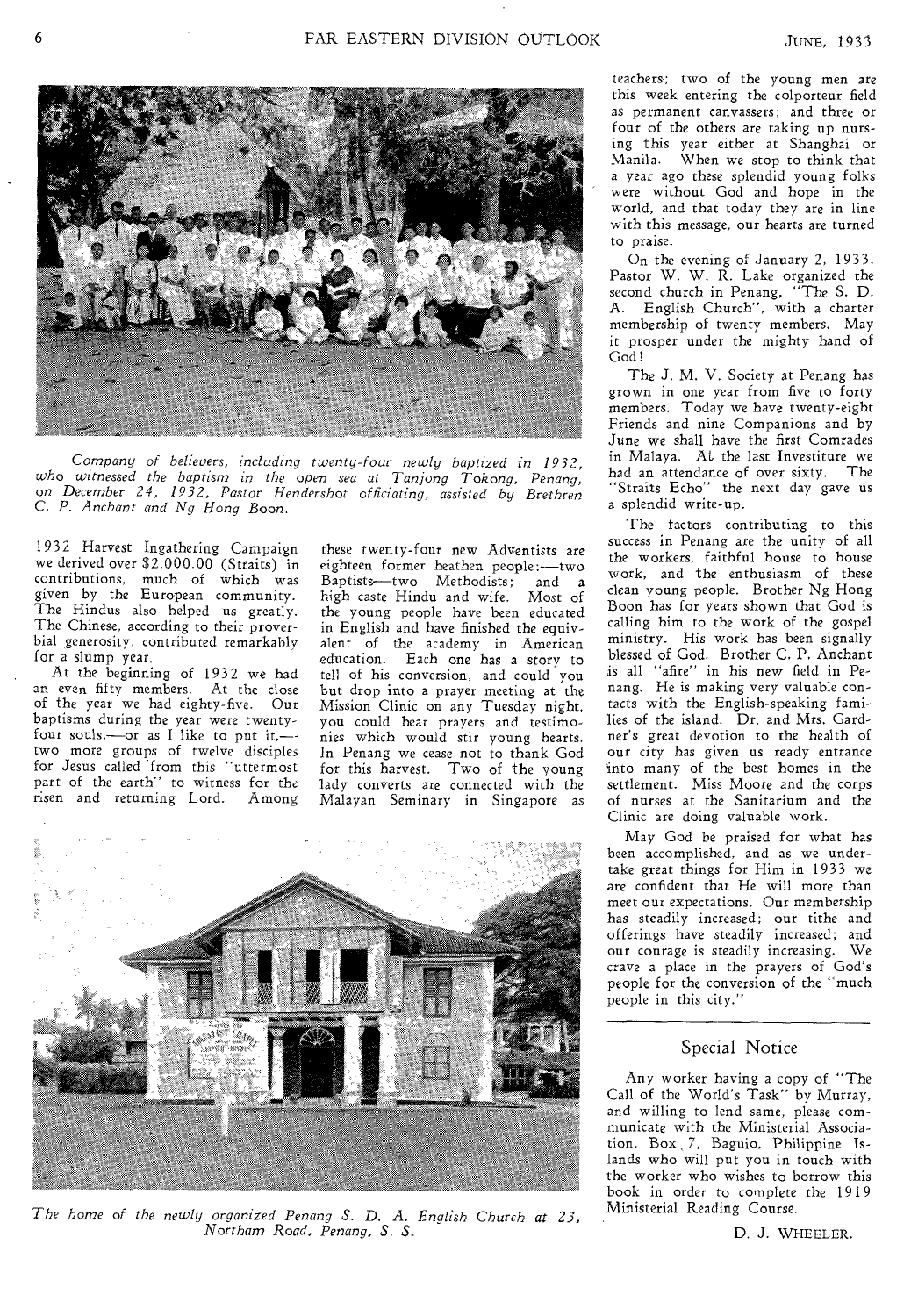*Company of believers, including twenty-four newly baptized in 1932, who witnessed the baptism in the open sea at Tanjong Tokong, Penang, on December 24, 1932, Pastor Hendershot officiating, assisted by Brethren C. P. Anchant and Ng Hong Boon.*

1932 Harvest Ingathering Campaign we derived over $2,000.00 (Straits) in contributions, much of which was given by the European community. The Hindus also helped us greatly. The Chinese, according to their proverbial generosity, contributed remarkably for a slump year.

At the beginning of 1932 we had an even fifty members. At the close of the year we had eighty-five. Our baptisms during the year were twenty-four souls,—or as I like to put it,—two more groups of twelve disciples for Jesus called "from this "uttermost part of the earth" to witness for the risen and returning Lord. Among these twenty-four new Adventists are eighteen former heathen people:—two Baptists—two Methodists; and a high caste Hindu and wife. Most of the young people have been educated in English and have finished the equivalent of the academy in American education. Each one has a story to tell of his conversion, and could you but drop into a prayer meeting at the Mission Clinic on any Tuesday night, you could hear prayers and testimonies which would stir young hearts. In Penang we cease not to thank God for this harvest. Two of the young lady converts are connected with the Malayan Seminary in Singapore as teachers; two of the young men are this week entering the colporteur field as permanent canvassers; and three or four of the others are taking up nursing this year either at Shanghai or Manila. When we stop to think that a year ago these splendid young folks were without God and hope in the world, and that today they are in line with this message, our hearts are turned to praise.

On the evening of January 2, 1933, Pastor W. W. R. Lake organized the second church in Penang, "The S. D. A. English Church", with a charter membership of twenty members. May it prosper under the mighty hand of God!

The J. M. V. Society at Penang has grown in one year from five to forty members. Today we have twenty-eight Friends and nine Companions and by June we shall have the first Comrades in Malaya. At the last Investiture we had an attendance of over sixty. The "Straits Echo" the next day gave us a splendid write-up.

The factors contributing to this success in Penang are the unity of all the workers, faithful house to house work, and the enthusiasm of these clean young people. Brother Ng Hong Boon has for years shown that God is calling him to the work of the gospel ministry. His work has been signally blessed of God. Brother C. P. Anchant is all "afire" in his new field in Penang. He is making very valuable contacts with the English-speaking families of the island. Dr. and Mrs. Gardner's great devotion to the health of our city has given us ready entrance into many of the best homes in the settlement. Miss Moore and the corps of nurses at the Sanitarium and the Clinic are doing valuable work.

May God be praised for what has been accomplished, and as we undertake great things for Him in 1933 we are confident that He will more than meet our expectations. Our membership has steadily increased; our tithe and offerings have steadily increased; and our courage is steadily increasing. We crave a place in the prayers of God's people for the conversion of the "much people in this city."

*The home of the newly organized Penang S. D. A. English Church at 23, Northam Road, Penang, S. S.*

## Special Notice

Any worker having a copy of "The Call of the World's Task" by Murray, and willing to lend same, please communicate with the Ministerial Association, Box 7, Baguio, Philippine Islands who will put you in touch with the worker who wishes to borrow this book in order to complete the 1919 Ministerial Reading Course.

D. J. WHEELER.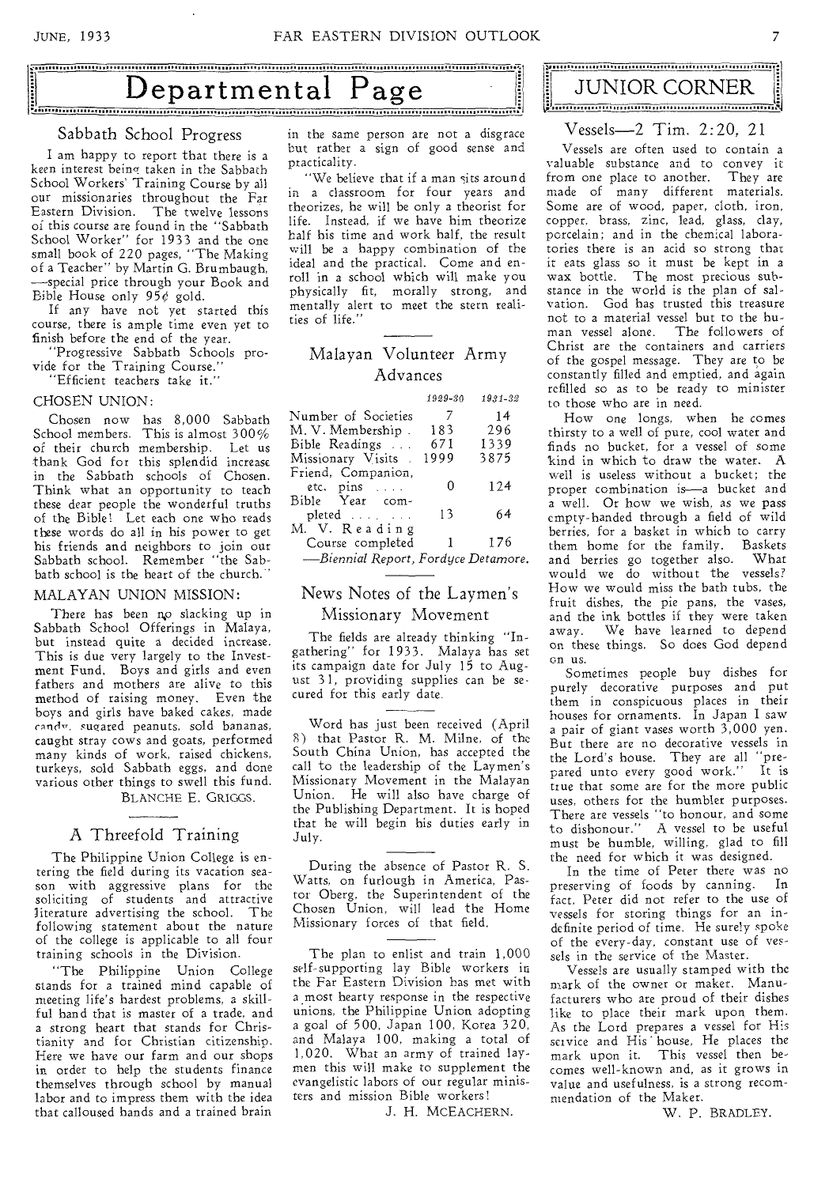# Departmental Page

## Sabbath School Progress

I am happy to report that there is a keen interest being taken in the Sabbath School Workers' Training Course by all our missionaries throughout the Far Eastern Division. The twelve lessons of this course are found in the "Sabbath School Worker" for 1933 and the one small book of 220 pages, "The Making of a Teacher" by Martin G. Brumbaugh, —special price through your Book and Bible House only 95¢ gold.

If any have not yet started this course, there is ample time even yet to finish before the end of the year.

"Progressive Sabbath Schools provide for the Training Course."

"Efficient teachers take it."

CHOSEN UNION:

Chosen now has 8,000 Sabbath School members. This is almost 300% of their church membership. Let us thank God for this splendid increase in the Sabbath schools of Chosen. Think what an opportunity to teach these dear people the wonderful truths of the Bible! Let each one who reads these words do all in his power to get his friends and neighbors to join our Sabbath school. Remember "the Sabbath school is the heart of the church."

MALAYAN UNION MISSION:

There has been no slacking up in Sabbath School Offerings in Malaya, but instead quite a decided increase. This is due very largely to the Investment Fund. Boys and girls and even fathers and mothers are alive to this method of raising money. Even the boys and girls have baked cakes, made candy, sugared peanuts, sold bananas, caught stray cows and goats, performed many kinds of work, raised chickens, turkeys, sold Sabbath eggs, and done various other things to swell this fund.

BLANCHE E. GRIGGS.

## A Threefold Training

The Philippine Union College is entering the field during its vacation season with aggressive plans for the soliciting of students and attractive literature advertising the school. The following statement about the nature of the college is applicable to all four training schools in the Division.

"The Philippine Union College stands for a trained mind capable of meeting life's hardest problems, a skillful hand that is master of a trade, and a strong heart that stands for Christianity and for Christian citizenship. Here we have our farm and our shops in order to help the students finance themselves through school by manual labor and to impress them with the idea that calloused hands and a trained brain in the same person are not a disgrace but rather a sign of good sense and practicality.

"We believe that if a man sits around in a classroom for four years and theorizes, he will be only a theorist for life. Instead, if we have him theorize half his time and work half, the result will be a happy combination of the ideal and the practical. Come and enroll in a school which will make you physically fit, morally strong, and mentally alert to meet the stern realities of life."

## Malayan Volunteer Army Advances

| | *1929-30* | *1931-32* |
|---|---|---|
| Number of Societies | 7 | 14 |
| M. V. Membership | 183 | 296 |
| Bible Readings | 671 | 1339 |
| Missionary Visits | 1999 | 3875 |
| Friend, Companion, etc. pins | 0 | 124 |
| Bible Year completed | 13 | 64 |
| M. V. Reading Course completed | 1 | 176 |

—*Biennial Report, Fordyce Detamore.*

## News Notes of the Laymen's Missionary Movement

The fields are already thinking "Ingathering" for 1933. Malaya has set its campaign date for July 15 to August 31, providing supplies can be secured for this early date.

Word has just been received (April 8) that Pastor R. M. Milne, of the South China Union, has accepted the call to the leadership of the Laymen's Missionary Movement in the Malayan Union. He will also have charge of the Publishing Department. It is hoped that he will begin his duties early in July.

During the absence of Pastor R. S. Watts, on furlough in America, Pastor Oberg, the Superintendent of the Chosen Union, will lead the Home Missionary forces of that field.

The plan to enlist and train 1,000 self-supporting lay Bible workers in the Far Eastern Division has met with a most hearty response in the respective unions, the Philippine Union adopting a goal of 500, Japan 100, Korea 320, and Malaya 100, making a total of 1,020. What an army of trained laymen this will make to supplement the evangelistic labors of our regular ministers and mission Bible workers!

J. H. MCEACHERN.

# JUNIOR CORNER

## Vessels—2 Tim. 2:20, 21

Vessels are often used to contain a valuable substance and to convey it from one place to another. They are made of many different materials. Some are of wood, paper, cloth, iron, copper, brass, zinc, lead, glass, clay, porcelain; and in the chemical laboratories there is an acid so strong that it eats glass so it must be kept in a wax bottle. The most precious substance in the world is the plan of salvation. God has trusted this treasure not to a material vessel but to the human vessel alone. The followers of Christ are the containers and carriers of the gospel message. They are to be constantly filled and emptied, and again refilled so as to be ready to minister to those who are in need.

How one longs, when he comes thirsty to a well of pure, cool water and finds no bucket, for a vessel of some kind in which to draw the water. A well is useless without a bucket; the proper combination is—a bucket and a well. Or how we wish, as we pass empty-handed through a field of wild berries, for a basket in which to carry them home for the family. Baskets and berries go together also. What would we do without the vessels? How we would miss the bath tubs, the fruit dishes, the pie pans, the vases, and the ink bottles if they were taken away. We have learned to depend on these things. So does God depend on us.

Sometimes people buy dishes for purely decorative purposes and put them in conspicuous places in their houses for ornaments. In Japan I saw a pair of giant vases worth 3,000 yen. But there are no decorative vessels in the Lord's house. They are all "prepared unto every good work." It is true that some are for the more public uses, others for the humbler purposes. There are vessels "to honour, and some to dishonour." A vessel to be useful must be humble, willing, glad to fill the need for which it was designed.

In the time of Peter there was no preserving of foods by canning. In fact, Peter did not refer to the use of vessels for storing things for an indefinite period of time. He surely spoke of the every-day, constant use of vessels in the service of the Master.

Vessels are usually stamped with the mark of the owner or maker. Manufacturers who are proud of their dishes like to place their mark upon them. As the Lord prepares a vessel for His service and His house, He places the mark upon it. This vessel then becomes well-known and, as it grows in value and usefulness, is a strong recommendation of the Maker.

W. P. BRADLEY.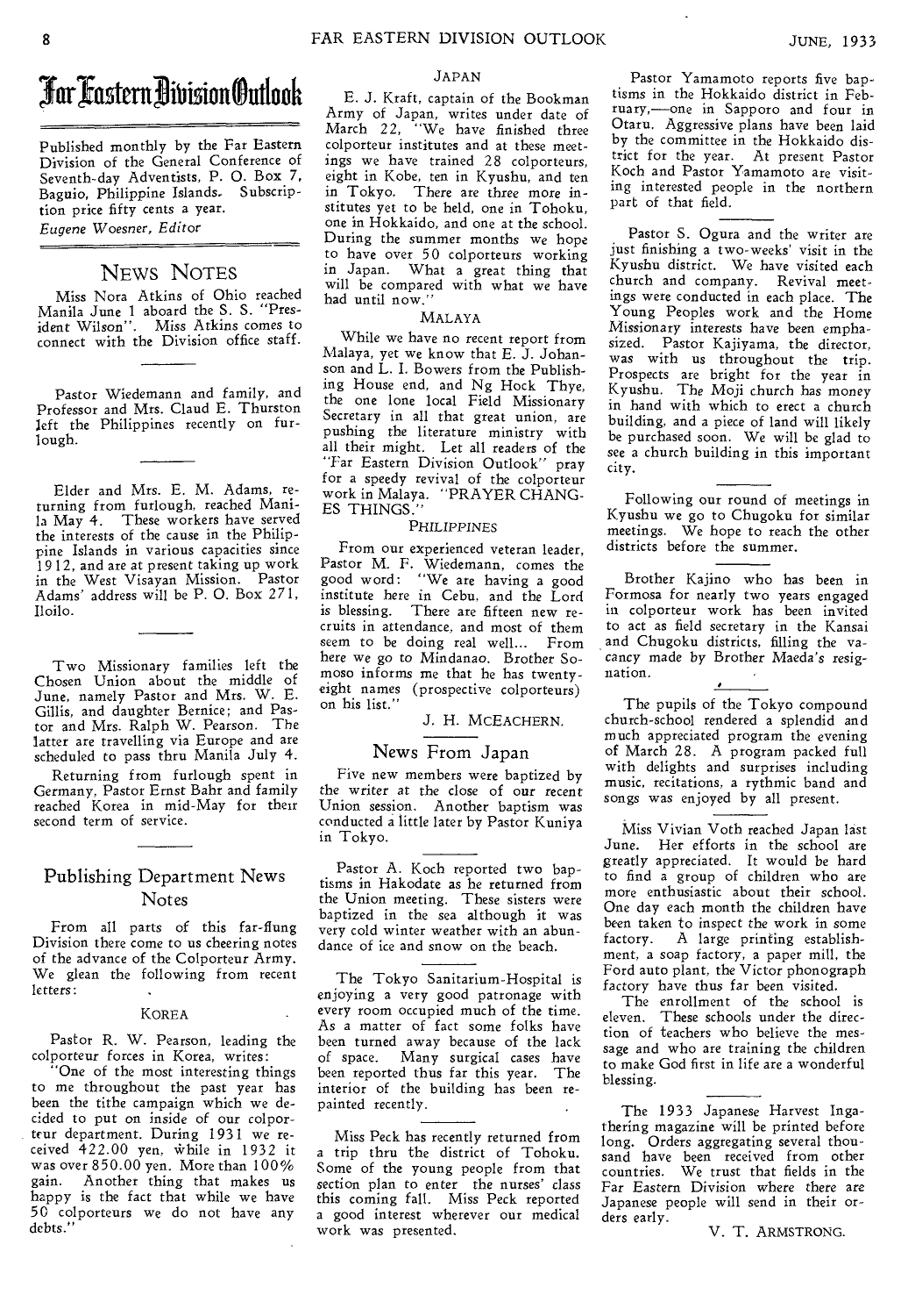# Far Eastern Division Outlook

Published monthly by the Far Eastern Division of the General Conference of Seventh-day Adventists, P. O. Box 7, Baguio, Philippine Islands. Subscription price fifty cents a year.

*Eugene Woesner, Editor*

## News Notes

Miss Nora Atkins of Ohio reached Manila June 1 aboard the S. S. "President Wilson". Miss Atkins comes to connect with the Division office staff.

Pastor Wiedemann and family, and Professor and Mrs. Claud E. Thurston left the Philippines recently on furlough.

Elder and Mrs. E. M. Adams, returning from furlough, reached Manila May 4. These workers have served the interests of the cause in the Philippine Islands in various capacities since 1912, and are at present taking up work in the West Visayan Mission. Pastor Adams' address will be P. O. Box 271, Iloilo.

Two Missionary families left the Chosen Union about the middle of June, namely Pastor and Mrs. W. E. Gillis, and daughter Bernice; and Pastor and Mrs. Ralph W. Pearson. The latter are travelling via Europe and are scheduled to pass thru Manila July 4.

Returning from furlough spent in Germany, Pastor Ernst Bahr and family reached Korea in mid-May for their second term of service.

## Publishing Department News Notes

From all parts of this far-flung Division there come to us cheering notes of the advance of the Colporteur Army. We glean the following from recent letters:

### Korea

Pastor R. W. Pearson, leading the colporteur forces in Korea, writes:

"One of the most interesting things to me throughout the past year has been the tithe campaign which we decided to put on inside of our colporteur department. During 1931 we received 422.00 yen, while in 1932 it was over 850.00 yen. More than 100% gain. Another thing that makes us happy is the fact that while we have 50 colporteurs we do not have any debts."

### Japan

E. J. Kraft, captain of the Bookman Army of Japan, writes under date of March 22, "We have finished three colporteur institutes and at these meetings we have trained 28 colporteurs, eight in Kobe, ten in Kyushu, and ten in Tokyo. There are three more institutes yet to be held, one in Tohoku, one in Hokkaido, and one at the school. During the summer months we hope to have over 50 colporteurs working in Japan. What a great thing that will be compared with what we have had until now."

### Malaya

While we have no recent report from Malaya, yet we know that E. J. Johanson and L. I. Bowers from the Publishing House end, and Ng Hock Thye, the one lone local Field Missionary Secretary in all that great union, are pushing the literature ministry with all their might. Let all readers of the "Far Eastern Division Outlook" pray for a speedy revival of the colporteur work in Malaya. "PRAYER CHANGES THINGS."

### Philippines

From our experienced veteran leader, Pastor M. F. Wiedemann, comes the good word: "We are having a good institute here in Cebu, and the Lord is blessing. There are fifteen new recruits in attendance, and most of them seem to be doing real well... From here we go to Mindanao. Brother Somoso informs me that he has twenty-eight names (prospective colporteurs) on his list."

J. H. McEachern.

## News From Japan

Five new members were baptized by the writer at the close of our recent Union session. Another baptism was conducted a little later by Pastor Kuniya in Tokyo.

Pastor A. Koch reported two baptisms in Hakodate as he returned from the Union meeting. These sisters were baptized in the sea although it was very cold winter weather with an abundance of ice and snow on the beach.

The Tokyo Sanitarium-Hospital is enjoying a very good patronage with every room occupied much of the time. As a matter of fact some folks have been turned away because of the lack of space. Many surgical cases have been reported thus far this year. The interior of the building has been repainted recently.

Miss Peck has recently returned from a trip thru the district of Tohoku. Some of the young people from that section plan to enter the nurses' class this coming fall. Miss Peck reported a good interest wherever our medical work was presented.

Pastor Yamamoto reports five baptisms in the Hokkaido district in February,—one in Sapporo and four in Otaru. Aggressive plans have been laid by the committee in the Hokkaido district for the year. At present Pastor Koch and Pastor Yamamoto are visiting interested people in the northern part of that field.

Pastor S. Ogura and the writer are just finishing a two-weeks' visit in the Kyushu district. We have visited each church and company. Revival meetings were conducted in each place. The Young Peoples work and the Home Missionary interests have been emphasized. Pastor Kajiyama, the director, was with us throughout the trip. Prospects are bright for the year in Kyushu. The Moji church has money in hand with which to erect a church building, and a piece of land will likely be purchased soon. We will be glad to see a church building in this important city.

Following our round of meetings in Kyushu we go to Chugoku for similar meetings. We hope to reach the other districts before the summer.

Brother Kajino who has been in Formosa for nearly two years engaged in colporteur work has been invited to act as field secretary in the Kansai and Chugoku districts, filling the vacancy made by Brother Maeda's resignation.

The pupils of the Tokyo compound church-school rendered a splendid and much appreciated program the evening of March 28. A program packed full with delights and surprises including music, recitations, a rythmic band and songs was enjoyed by all present.

Miss Vivian Voth reached Japan last June. Her efforts in the school are greatly appreciated. It would be hard to find a group of children who are more enthusiastic about their school. One day each month the children have been taken to inspect the work in some factory. A large printing establishment, a soap factory, a paper mill, the Ford auto plant, the Victor phonograph factory have thus far been visited.

The enrollment of the school is eleven. These schools under the direction of teachers who believe the message and who are training the children to make God first in life are a wonderful blessing.

The 1933 Japanese Harvest Ingathering magazine will be printed before long. Orders aggregating several thousand have been received from other countries. We trust that fields in the Far Eastern Division where there are Japanese people will send in their orders early.

V. T. Armstrong.